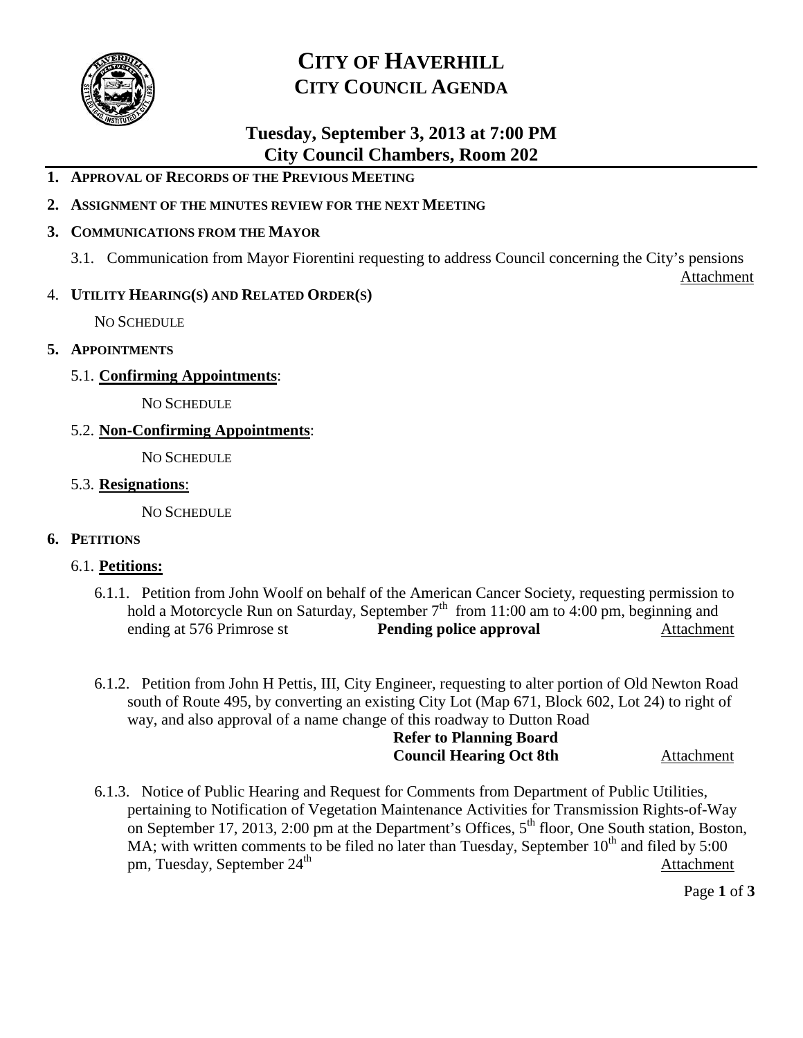# CITY OF HAVERHILL
## CITY COUNCIL AGENDA

### Tuesday, September 3, 2013 at 7:00 PM
### City Council Chambers, Room 202

1. **APPROVAL OF RECORDS OF THE PREVIOUS MEETING**
2. **ASSIGNMENT OF THE MINUTES REVIEW FOR THE NEXT MEETING**
3. **COMMUNICATIONS FROM THE MAYOR**
   - 3.1. Communication from Mayor Fiorentini requesting to address Council concerning the City's pensions — Attachment
4. **UTILITY HEARING(S) AND RELATED ORDER(S)**

   NO SCHEDULE

5. **APPOINTMENTS**
   - 5.1. **Confirming Appointments**:

     NO SCHEDULE

   - 5.2. **Non-Confirming Appointments**:

     NO SCHEDULE

   - 5.3. **Resignations**:

     NO SCHEDULE

6. **PETITIONS**
   - 6.1. **Petitions:**
     - 6.1.1. Petition from John Woolf on behalf of the American Cancer Society, requesting permission to hold a Motorcycle Run on Saturday, September 7th from 11:00 am to 4:00 pm, beginning and ending at 576 Primrose st — **Pending police approval** — Attachment
     - 6.1.2. Petition from John H Pettis, III, City Engineer, requesting to alter portion of Old Newton Road south of Route 495, by converting an existing City Lot (Map 671, Block 602, Lot 24) to right of way, and also approval of a name change of this roadway to Dutton Road — **Refer to Planning Board** — **Council Hearing Oct 8th** — Attachment
     - 6.1.3. Notice of Public Hearing and Request for Comments from Department of Public Utilities, pertaining to Notification of Vegetation Maintenance Activities for Transmission Rights-of-Way on September 17, 2013, 2:00 pm at the Department's Offices, 5th floor, One South station, Boston, MA; with written comments to be filed no later than Tuesday, September 10th and filed by 5:00 pm, Tuesday, September 24th — Attachment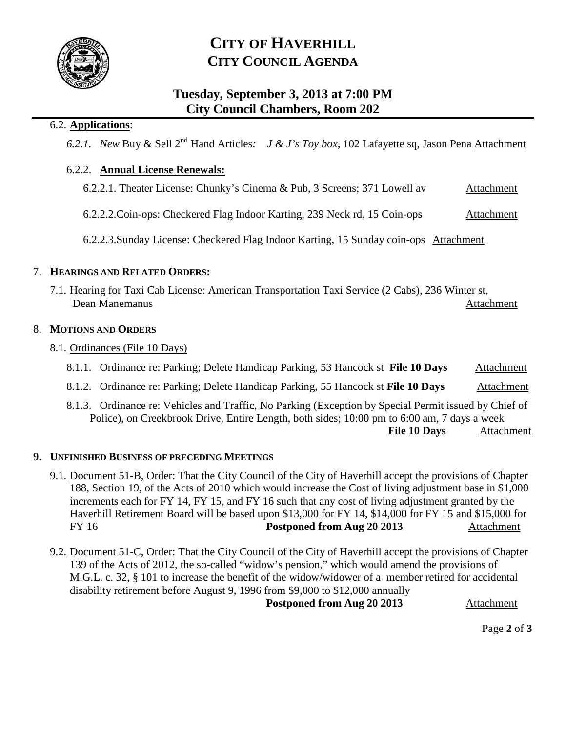# CITY OF HAVERHILL
## CITY COUNCIL AGENDA

### Tuesday, September 3, 2013 at 7:00 PM
### City Council Chambers, Room 202

6.2. **Applications**:

*6.2.1. New* Buy & Sell 2nd Hand Articles*: J & J's Toy box,* 102 Lafayette sq, Jason Pena Attachment

6.2.2. **Annual License Renewals:**

6.2.2.1. Theater License: Chunky's Cinema & Pub, 3 Screens; 371 Lowell av Attachment

6.2.2.2.Coin-ops: Checkered Flag Indoor Karting, 239 Neck rd, 15 Coin-ops Attachment

6.2.2.3.Sunday License: Checkered Flag Indoor Karting, 15 Sunday coin-ops Attachment

7. **HEARINGS AND RELATED ORDERS:**

7.1. Hearing for Taxi Cab License: American Transportation Taxi Service (2 Cabs), 236 Winter st, Dean Manemanus Attachment

8. **MOTIONS AND ORDERS**

8.1. Ordinances (File 10 Days)

8.1.1. Ordinance re: Parking; Delete Handicap Parking, 53 Hancock st **File 10 Days** Attachment

8.1.2. Ordinance re: Parking; Delete Handicap Parking, 55 Hancock st **File 10 Days** Attachment

8.1.3. Ordinance re: Vehicles and Traffic, No Parking (Exception by Special Permit issued by Chief of Police), on Creekbrook Drive, Entire Length, both sides; 10:00 pm to 6:00 am, 7 days a week **File 10 Days** Attachment

**9. UNFINISHED BUSINESS OF PRECEDING MEETINGS**

9.1. Document 51-B, Order: That the City Council of the City of Haverhill accept the provisions of Chapter 188, Section 19, of the Acts of 2010 which would increase the Cost of living adjustment base in $1,000 increments each for FY 14, FY 15, and FY 16 such that any cost of living adjustment granted by the Haverhill Retirement Board will be based upon $13,000 for FY 14, $14,000 for FY 15 and $15,000 for FY 16 **Postponed from Aug 20 2013** Attachment

9.2. Document 51-C, Order: That the City Council of the City of Haverhill accept the provisions of Chapter 139 of the Acts of 2012, the so-called "widow's pension," which would amend the provisions of M.G.L. c. 32, § 101 to increase the benefit of the widow/widower of a member retired for accidental disability retirement before August 9, 1996 from $9,000 to $12,000 annually **Postponed from Aug 20 2013** Attachment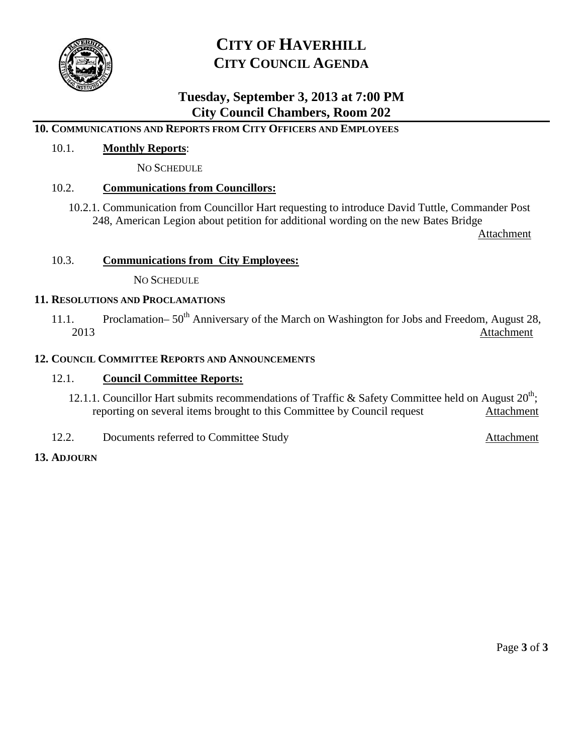# CITY OF HAVERHILL
## CITY COUNCIL AGENDA

### Tuesday, September 3, 2013 at 7:00 PM
### City Council Chambers, Room 202

**10. COMMUNICATIONS AND REPORTS FROM CITY OFFICERS AND EMPLOYEES**

10.1. **Monthly Reports**:

NO SCHEDULE

10.2. **Communications from Councillors:**

10.2.1. Communication from Councillor Hart requesting to introduce David Tuttle, Commander Post 248, American Legion about petition for additional wording on the new Bates Bridge
Attachment

10.3. **Communications from City Employees:**

NO SCHEDULE

**11. RESOLUTIONS AND PROCLAMATIONS**

11.1. Proclamation– 50th Anniversary of the March on Washington for Jobs and Freedom, August 28, 2013
Attachment

**12. COUNCIL COMMITTEE REPORTS AND ANNOUNCEMENTS**

12.1. **Council Committee Reports:**

12.1.1. Councillor Hart submits recommendations of Traffic & Safety Committee held on August 20th; reporting on several items brought to this Committee by Council request
Attachment

12.2. Documents referred to Committee Study
Attachment

**13. ADJOURN**